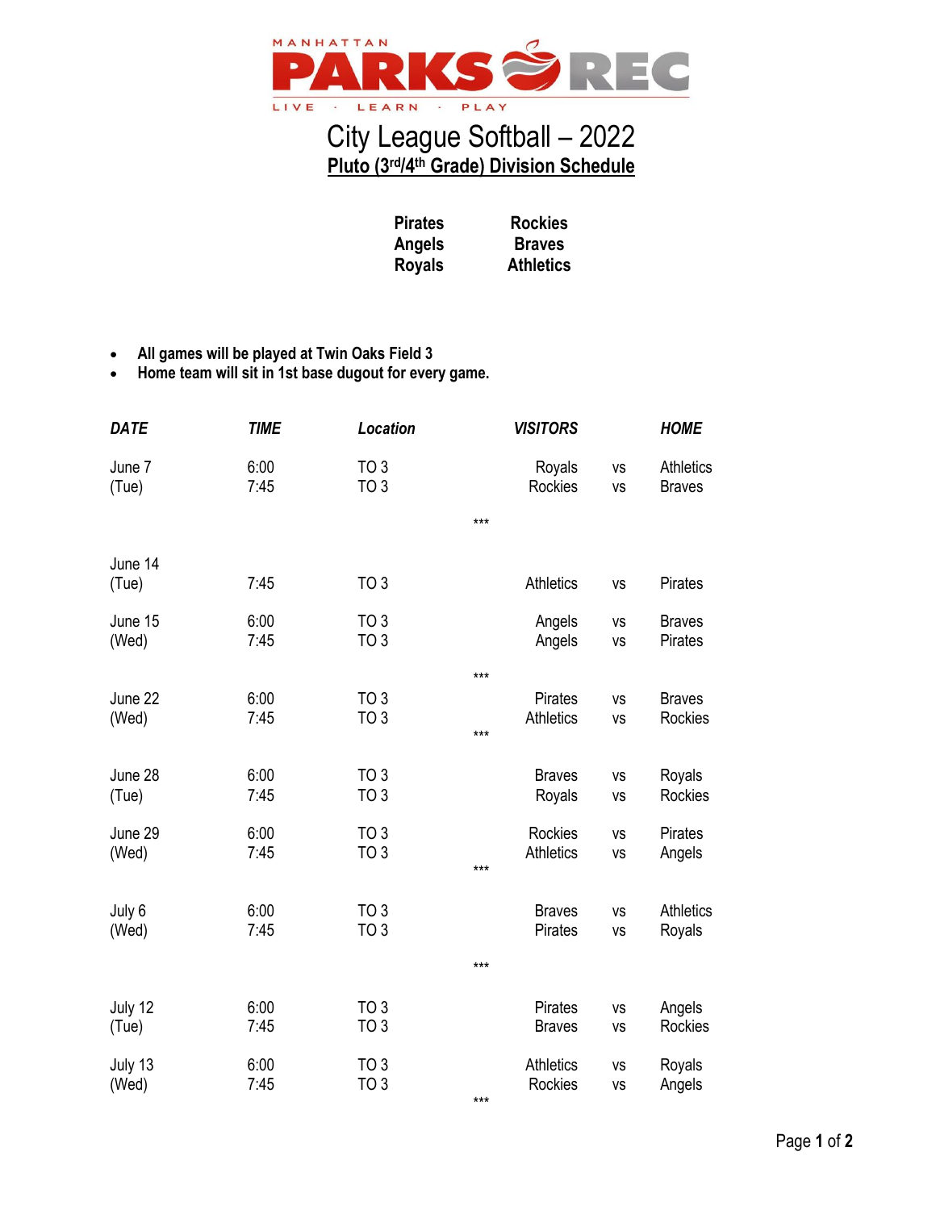MANHATTAN PARKS REC

LIVE · LEARN · PLAY

# City League Softball – 2022

## Pluto (3rd/4th Grade) Division Schedule

| | |
|---|---|
| Pirates | Rockies |
| Angels | Braves |
| Royals | Athletics |

- **All games will be played at Twin Oaks Field 3**
- **Home team will sit in 1st base dugout for every game.**

| *DATE* | *TIME* | *Location* | *VISITORS* | | *HOME* |
|---|---|---|---|---|---|
| June 7 (Tue) | 6:00 | TO 3 | Royals | vs | Athletics |
| | 7:45 | TO 3 | Rockies | vs | Braves |
| | | | *** | | |
| June 14 (Tue) | 7:45 | TO 3 | Athletics | vs | Pirates |
| June 15 (Wed) | 6:00 | TO 3 | Angels | vs | Braves |
| | 7:45 | TO 3 | Angels | vs | Pirates |
| | | | *** | | |
| June 22 (Wed) | 6:00 | TO 3 | Pirates | vs | Braves |
| | 7:45 | TO 3 | Athletics | vs | Rockies |
| | | | *** | | |
| June 28 (Tue) | 6:00 | TO 3 | Braves | vs | Royals |
| | 7:45 | TO 3 | Royals | vs | Rockies |
| June 29 (Wed) | 6:00 | TO 3 | Rockies | vs | Pirates |
| | 7:45 | TO 3 | Athletics | vs | Angels |
| | | | *** | | |
| July 6 (Wed) | 6:00 | TO 3 | Braves | vs | Athletics |
| | 7:45 | TO 3 | Pirates | vs | Royals |
| | | | *** | | |
| July 12 (Tue) | 6:00 | TO 3 | Pirates | vs | Angels |
| | 7:45 | TO 3 | Braves | vs | Rockies |
| July 13 (Wed) | 6:00 | TO 3 | Athletics | vs | Royals |
| | 7:45 | TO 3 | Rockies | vs | Angels |
| | | | *** | | |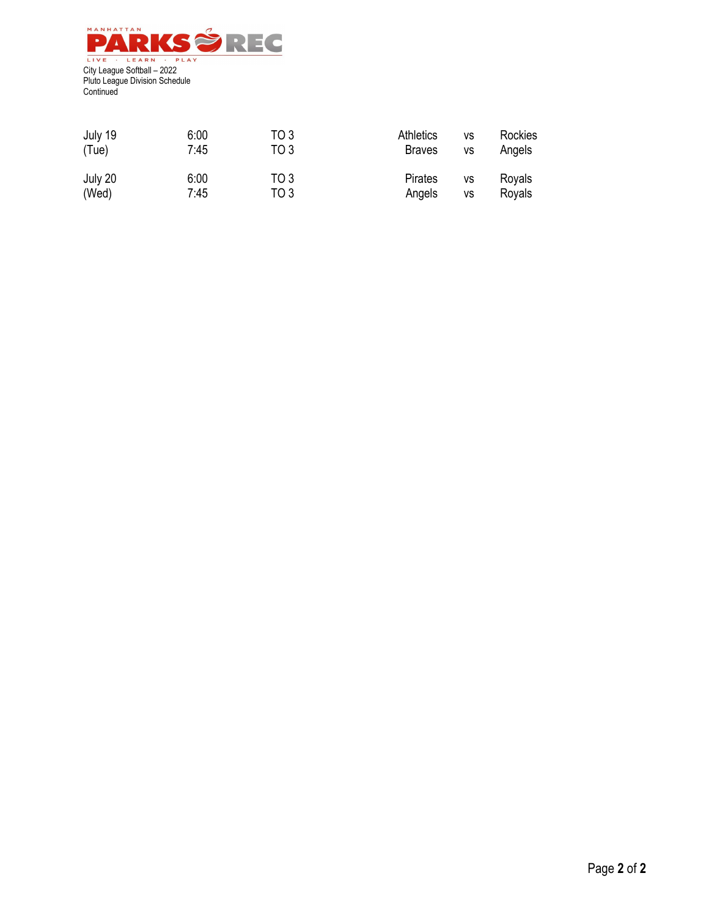MANHATTAN PARKS & REC

LIVE · LEARN · PLAY

City League Softball – 2022
Pluto League Division Schedule
Continued

| | | | | | |
|---|---|---|---|---|---|
| July 19 | 6:00 | TO 3 | Athletics | vs | Rockies |
| (Tue) | 7:45 | TO 3 | Braves | vs | Angels |
| July 20 | 6:00 | TO 3 | Pirates | vs | Royals |
| (Wed) | 7:45 | TO 3 | Angels | vs | Royals |